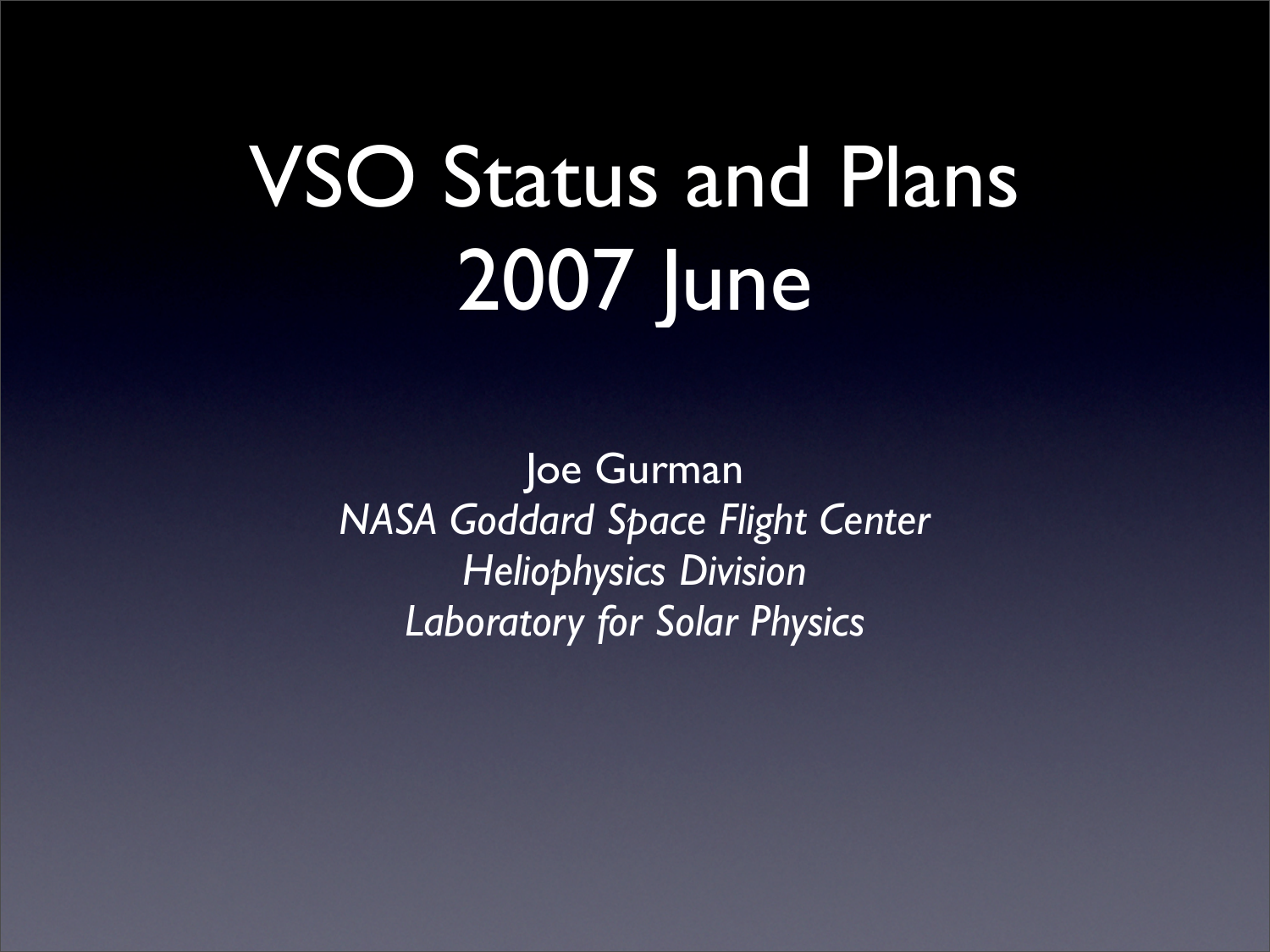# VSO Status and Plans 2007 June

Joe Gurman

*NASA Goddard Space Flight Center*

*Heliophysics Division*

*Laboratory for Solar Physics*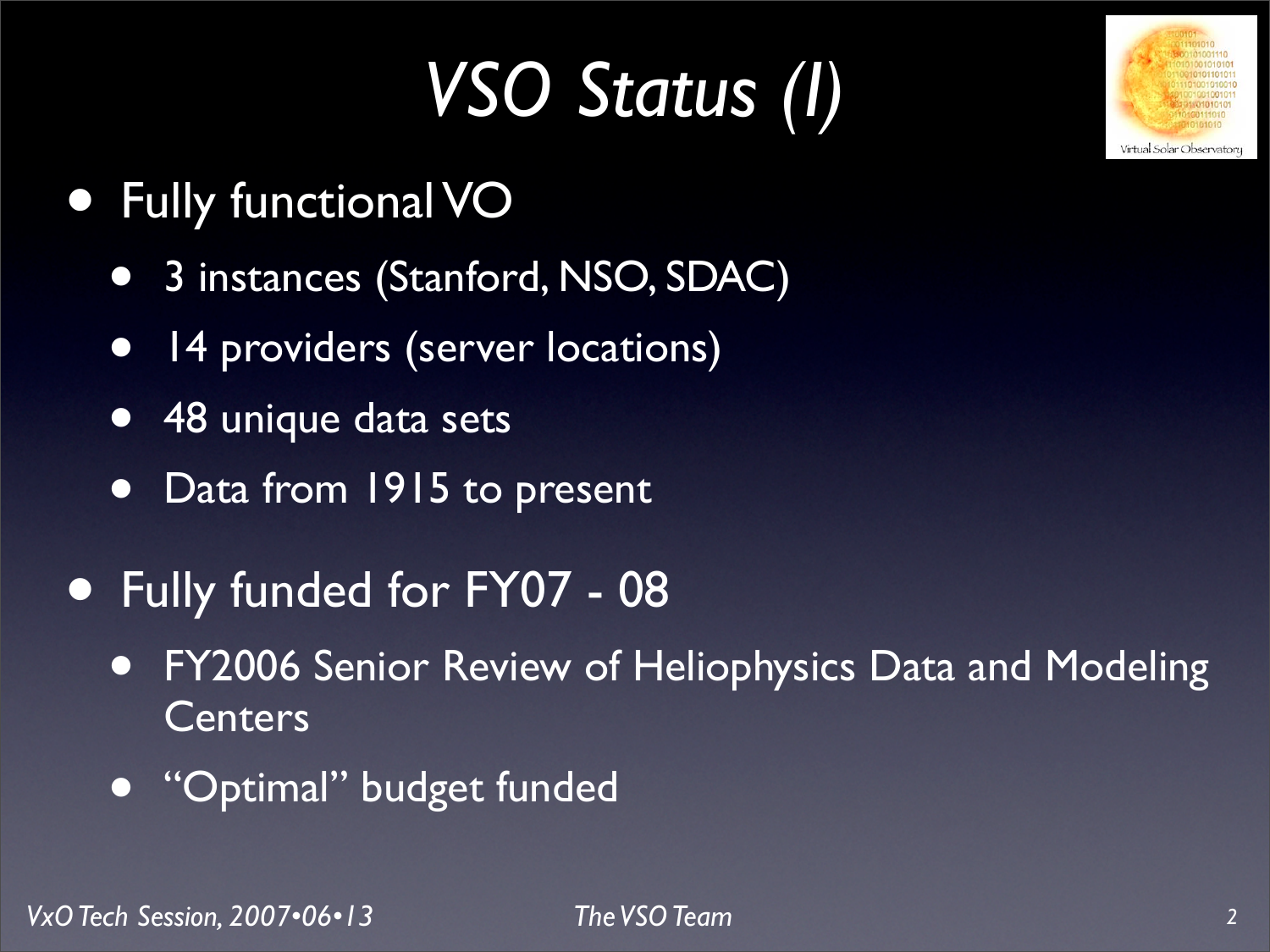# *VSO Status (I)*

- Fully functional VO
  - 3 instances (Stanford, NSO, SDAC)
  - 14 providers (server locations)
  - 48 unique data sets
  - Data from 1915 to present
- Fully funded for FY07 - 08
  - FY2006 Senior Review of Heliophysics Data and Modeling Centers
  - "Optimal" budget funded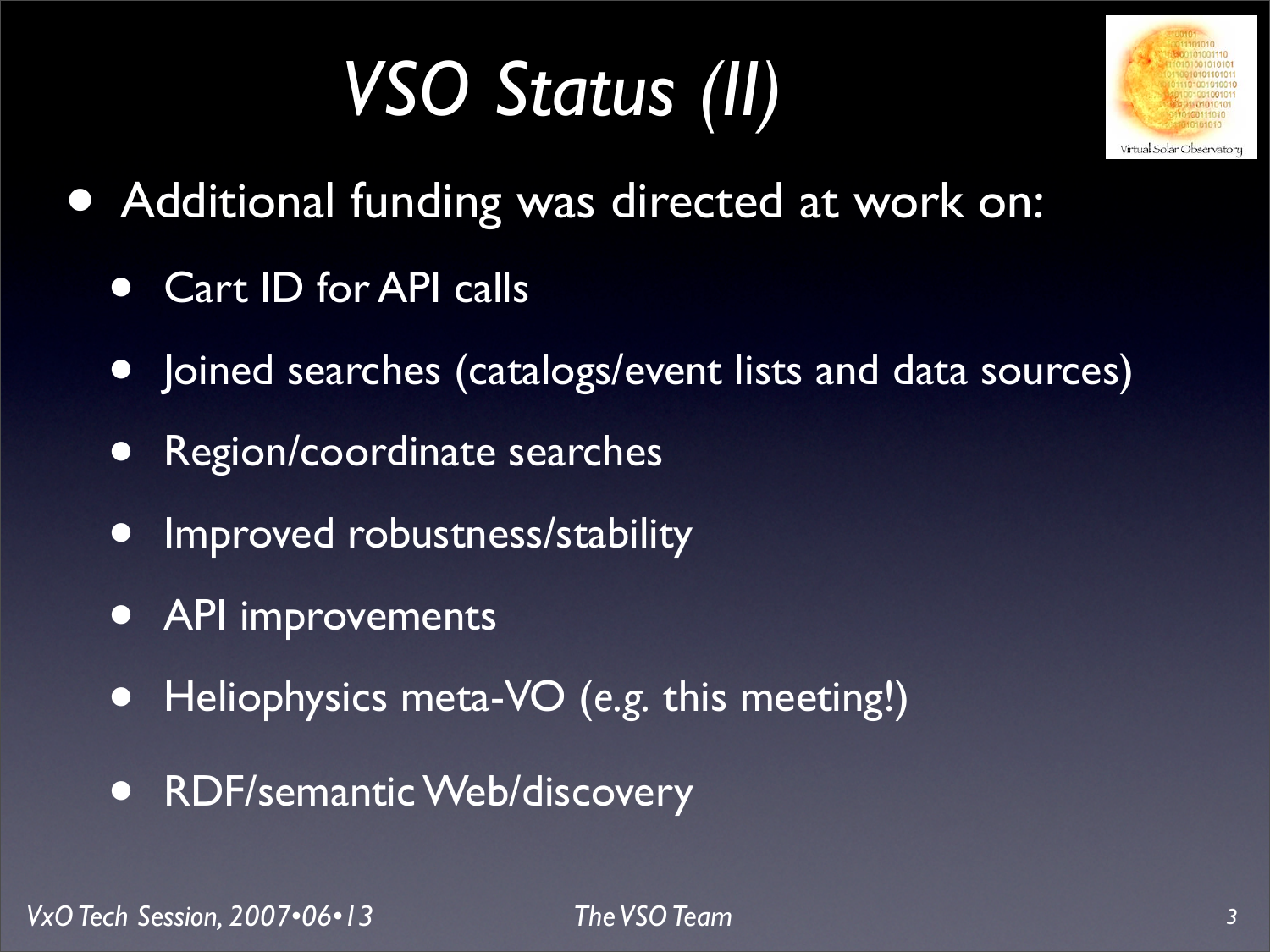# VSO Status (II)

- Additional funding was directed at work on:
  - Cart ID for API calls
  - Joined searches (catalogs/event lists and data sources)
  - Region/coordinate searches
  - Improved robustness/stability
  - API improvements
  - Heliophysics meta-VO (e.g. this meeting!)
  - RDF/semantic Web/discovery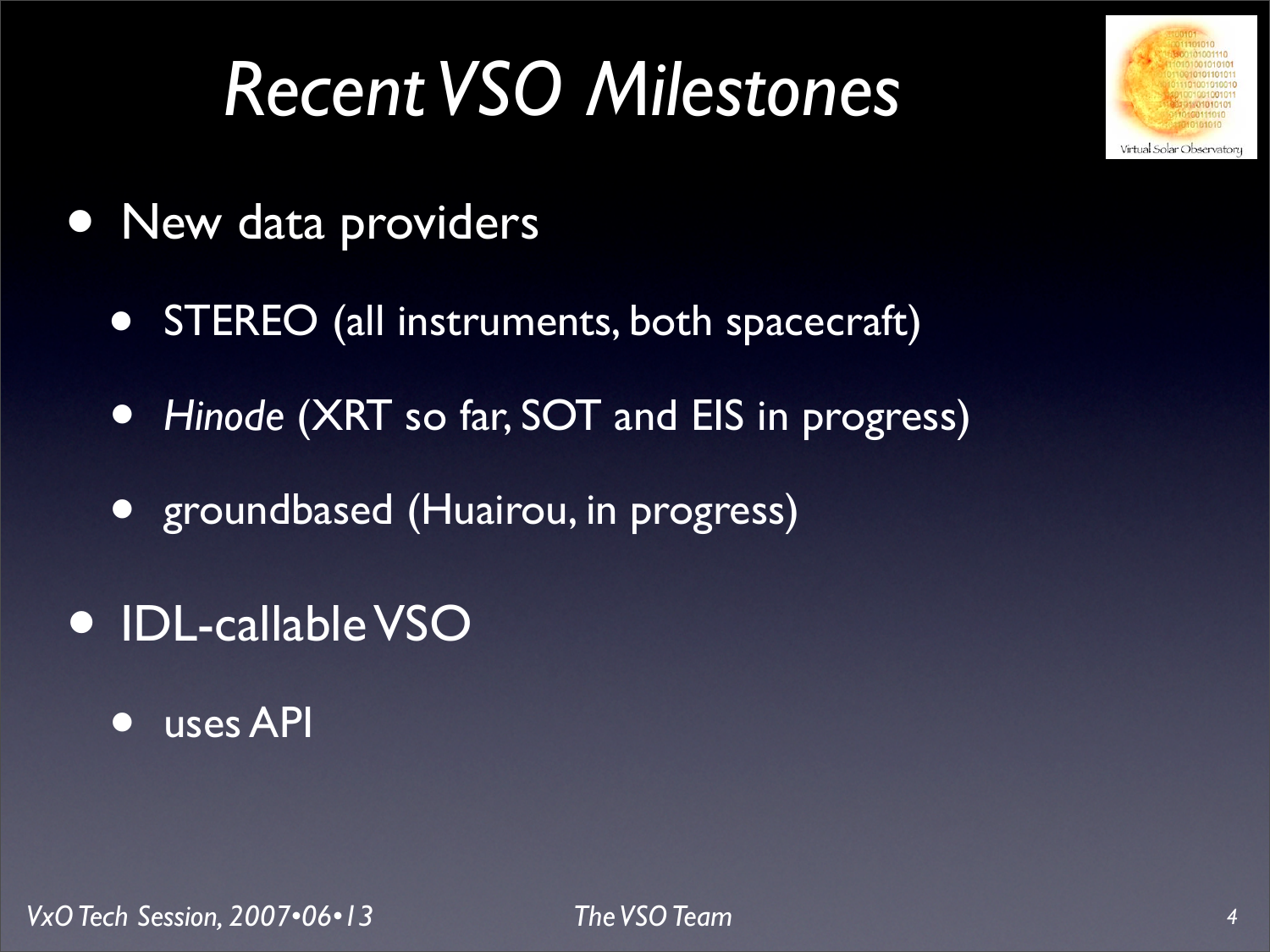# *Recent VSO Milestones*

- New data providers
  - STEREO (all instruments, both spacecraft)
  - *Hinode* (XRT so far, SOT and EIS in progress)
  - groundbased (Huairou, in progress)
- IDL-callable VSO
  - uses API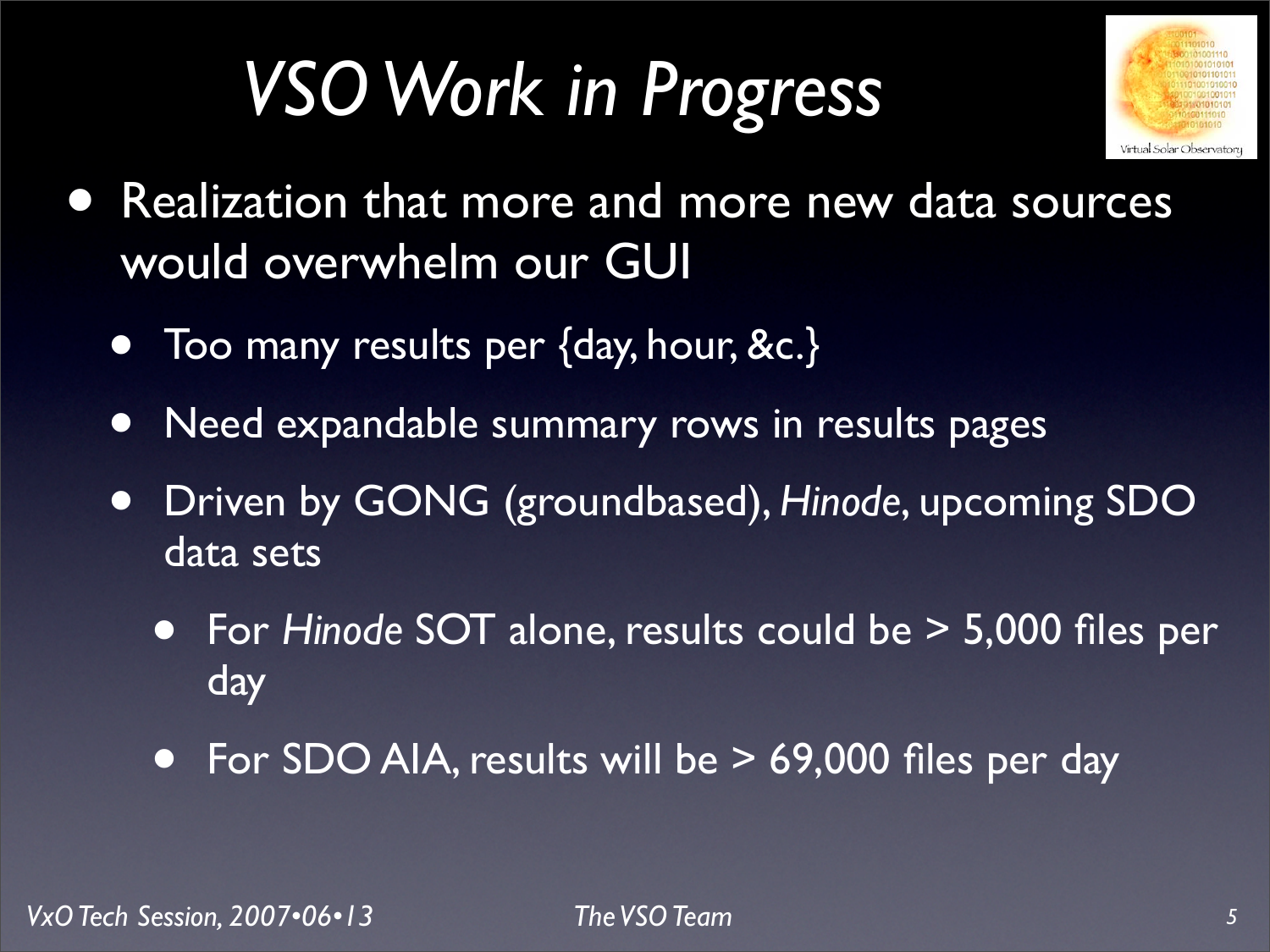# *VSO Work in Progress*

- Realization that more and more new data sources would overwhelm our GUI
  - Too many results per {day, hour, &c.}
  - Need expandable summary rows in results pages
  - Driven by GONG (groundbased), *Hinode*, upcoming SDO data sets
    - For *Hinode* SOT alone, results could be > 5,000 files per day
    - For SDO AIA, results will be > 69,000 files per day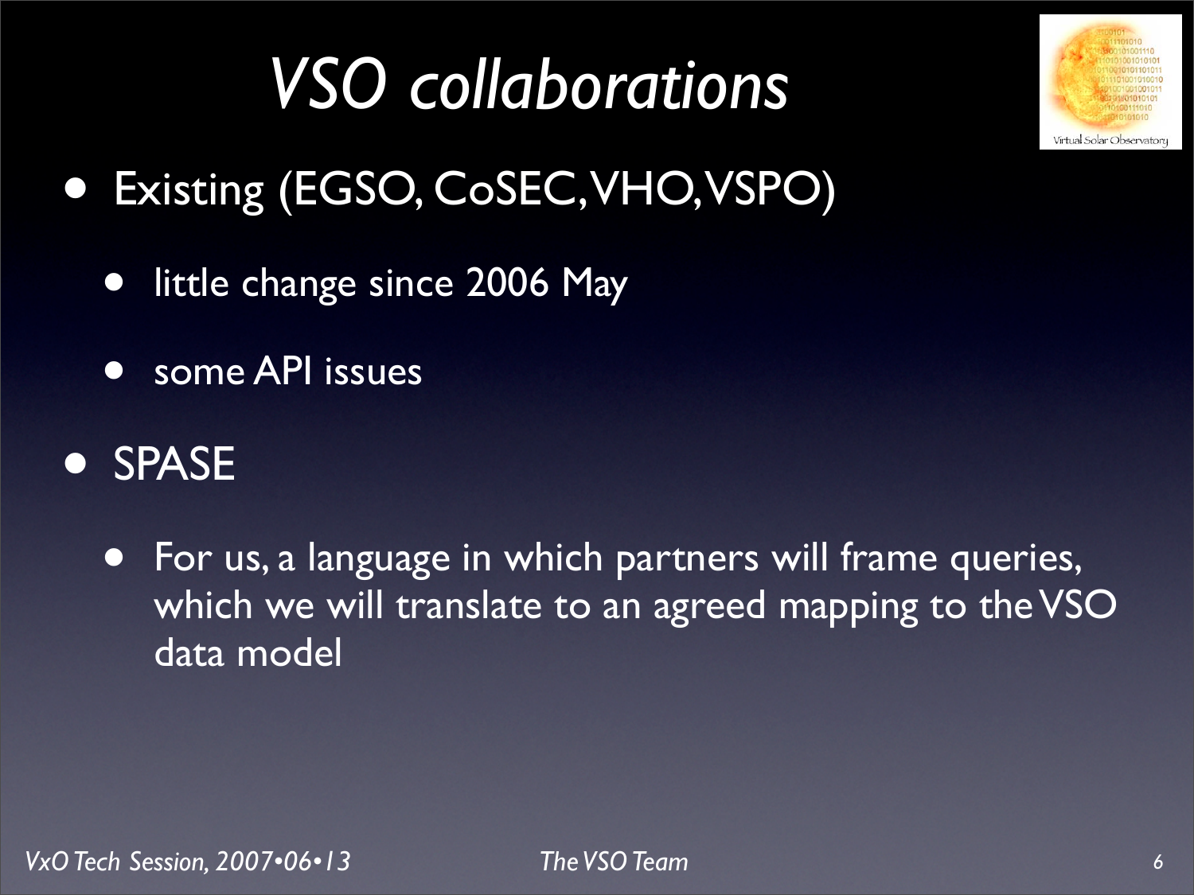# *VSO collaborations*

- Existing (EGSO, CoSEC, VHO, VSPO)
  - little change since 2006 May
  - some API issues
- SPASE
  - For us, a language in which partners will frame queries, which we will translate to an agreed mapping to the VSO data model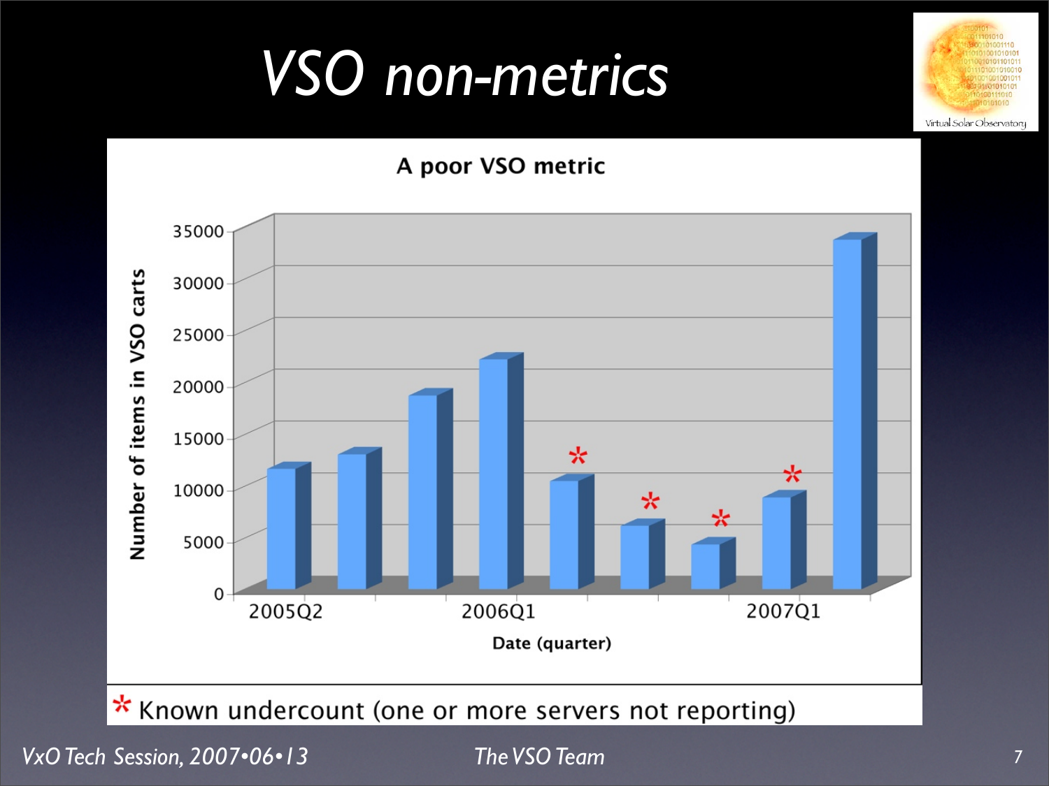# VSO non-metrics

**A poor VSO metric**

Number of items in VSO carts

Date (quarter)

* Known undercount (one or more servers not reporting)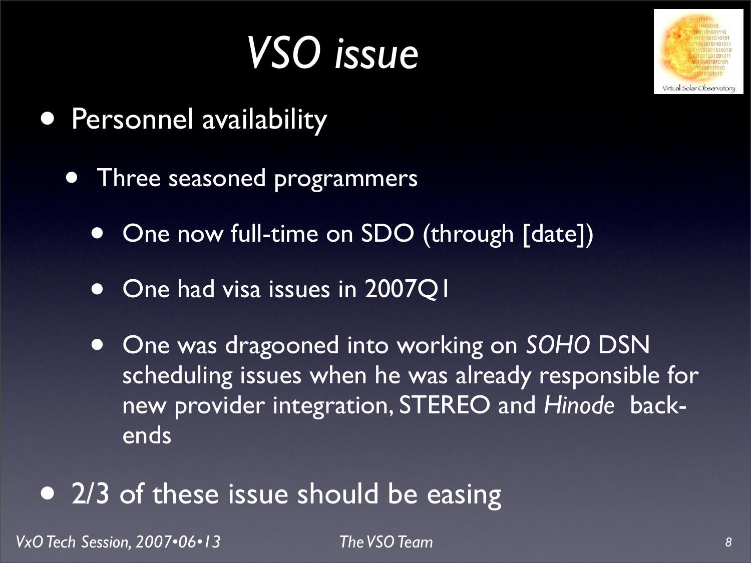# *VSO issue*

- Personnel availability
  - Three seasoned programmers
    - One now full-time on SDO (through [date])
    - One had visa issues in 2007Q1
    - One was dragooned into working on *SOHO* DSN scheduling issues when he was already responsible for new provider integration, STEREO and *Hinode* back-ends
- 2/3 of these issue should be easing